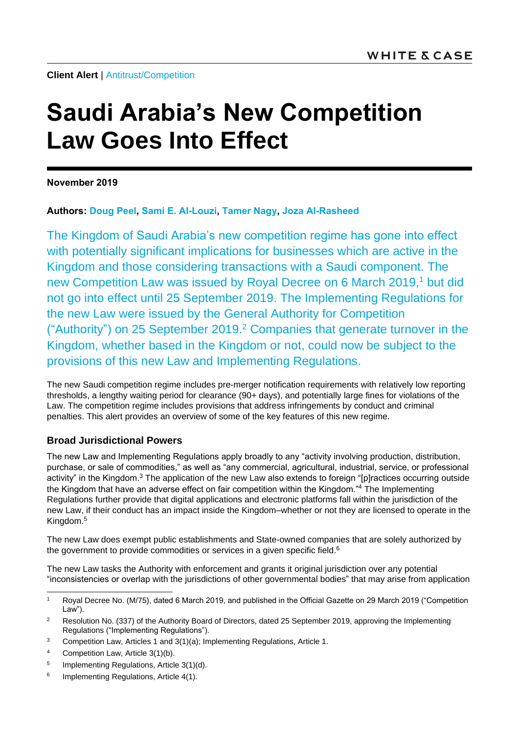WHITE & CASE

**Client Alert** | Antitrust/Competition

# Saudi Arabia's New Competition Law Goes Into Effect

**November 2019**

**Authors: Doug Peel, Sami E. Al-Louzi, Tamer Nagy, Joza Al-Rasheed**

The Kingdom of Saudi Arabia's new competition regime has gone into effect with potentially significant implications for businesses which are active in the Kingdom and those considering transactions with a Saudi component. The new Competition Law was issued by Royal Decree on 6 March 2019,[1] but did not go into effect until 25 September 2019. The Implementing Regulations for the new Law were issued by the General Authority for Competition ("Authority") on 25 September 2019.[2] Companies that generate turnover in the Kingdom, whether based in the Kingdom or not, could now be subject to the provisions of this new Law and Implementing Regulations.

The new Saudi competition regime includes pre-merger notification requirements with relatively low reporting thresholds, a lengthy waiting period for clearance (90+ days), and potentially large fines for violations of the Law. The competition regime includes provisions that address infringements by conduct and criminal penalties. This alert provides an overview of some of the key features of this new regime.

### Broad Jurisdictional Powers

The new Law and Implementing Regulations apply broadly to any "activity involving production, distribution, purchase, or sale of commodities," as well as "any commercial, agricultural, industrial, service, or professional activity" in the Kingdom.[3] The application of the new Law also extends to foreign "[p]ractices occurring outside the Kingdom that have an adverse effect on fair competition within the Kingdom."[4] The Implementing Regulations further provide that digital applications and electronic platforms fall within the jurisdiction of the new Law, if their conduct has an impact inside the Kingdom–whether or not they are licensed to operate in the Kingdom.[5]

The new Law does exempt public establishments and State-owned companies that are solely authorized by the government to provide commodities or services in a given specific field.[6]

The new Law tasks the Authority with enforcement and grants it original jurisdiction over any potential "inconsistencies or overlap with the jurisdictions of other governmental bodies" that may arise from application

---

[1] Royal Decree No. (M/75), dated 6 March 2019, and published in the Official Gazette on 29 March 2019 ("Competition Law").

[2] Resolution No. (337) of the Authority Board of Directors, dated 25 September 2019, approving the Implementing Regulations ("Implementing Regulations").

[3] Competition Law, Articles 1 and 3(1)(a); Implementing Regulations, Article 1.

[4] Competition Law, Article 3(1)(b).

[5] Implementing Regulations, Article 3(1)(d).

[6] Implementing Regulations, Article 4(1).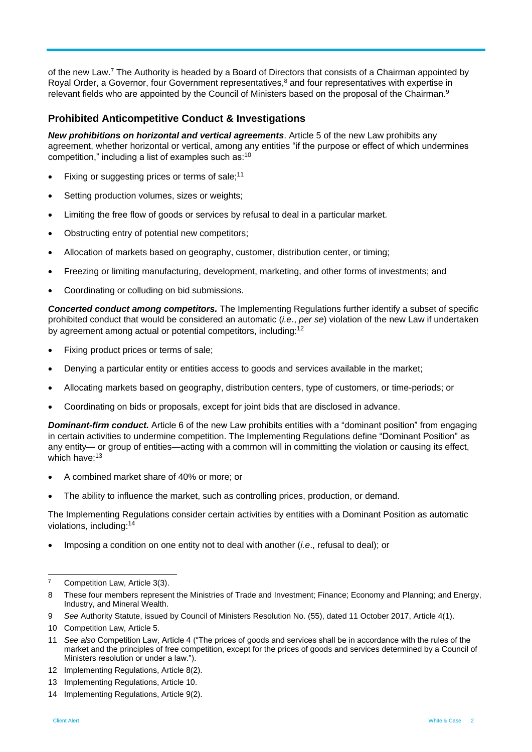of the new Law.[7] The Authority is headed by a Board of Directors that consists of a Chairman appointed by Royal Order, a Governor, four Government representatives,[8] and four representatives with expertise in relevant fields who are appointed by the Council of Ministers based on the proposal of the Chairman.[9]

## Prohibited Anticompetitive Conduct & Investigations

***New prohibitions on horizontal and vertical agreements***. Article 5 of the new Law prohibits any agreement, whether horizontal or vertical, among any entities "if the purpose or effect of which undermines competition," including a list of examples such as:[10]

- Fixing or suggesting prices or terms of sale;[11]
- Setting production volumes, sizes or weights;
- Limiting the free flow of goods or services by refusal to deal in a particular market.
- Obstructing entry of potential new competitors;
- Allocation of markets based on geography, customer, distribution center, or timing;
- Freezing or limiting manufacturing, development, marketing, and other forms of investments; and
- Coordinating or colluding on bid submissions.

***Concerted conduct among competitors.*** The Implementing Regulations further identify a subset of specific prohibited conduct that would be considered an automatic (*i.e*., *per se*) violation of the new Law if undertaken by agreement among actual or potential competitors, including:[12]

- Fixing product prices or terms of sale;
- Denying a particular entity or entities access to goods and services available in the market;
- Allocating markets based on geography, distribution centers, type of customers, or time-periods; or
- Coordinating on bids or proposals, except for joint bids that are disclosed in advance.

***Dominant-firm conduct.*** Article 6 of the new Law prohibits entities with a "dominant position" from engaging in certain activities to undermine competition. The Implementing Regulations define "Dominant Position" as any entity— or group of entities—acting with a common will in committing the violation or causing its effect, which have:[13]

- A combined market share of 40% or more; or
- The ability to influence the market, such as controlling prices, production, or demand.

The Implementing Regulations consider certain activities by entities with a Dominant Position as automatic violations, including:[14]

- Imposing a condition on one entity not to deal with another (*i.e*., refusal to deal); or

---

7 Competition Law, Article 3(3).

8 These four members represent the Ministries of Trade and Investment; Finance; Economy and Planning; and Energy, Industry, and Mineral Wealth.

9 *See* Authority Statute, issued by Council of Ministers Resolution No. (55), dated 11 October 2017, Article 4(1).

10 Competition Law, Article 5.

11 *See also* Competition Law, Article 4 ("The prices of goods and services shall be in accordance with the rules of the market and the principles of free competition, except for the prices of goods and services determined by a Council of Ministers resolution or under a law.").

12 Implementing Regulations, Article 8(2).

13 Implementing Regulations, Article 10.

14 Implementing Regulations, Article 9(2).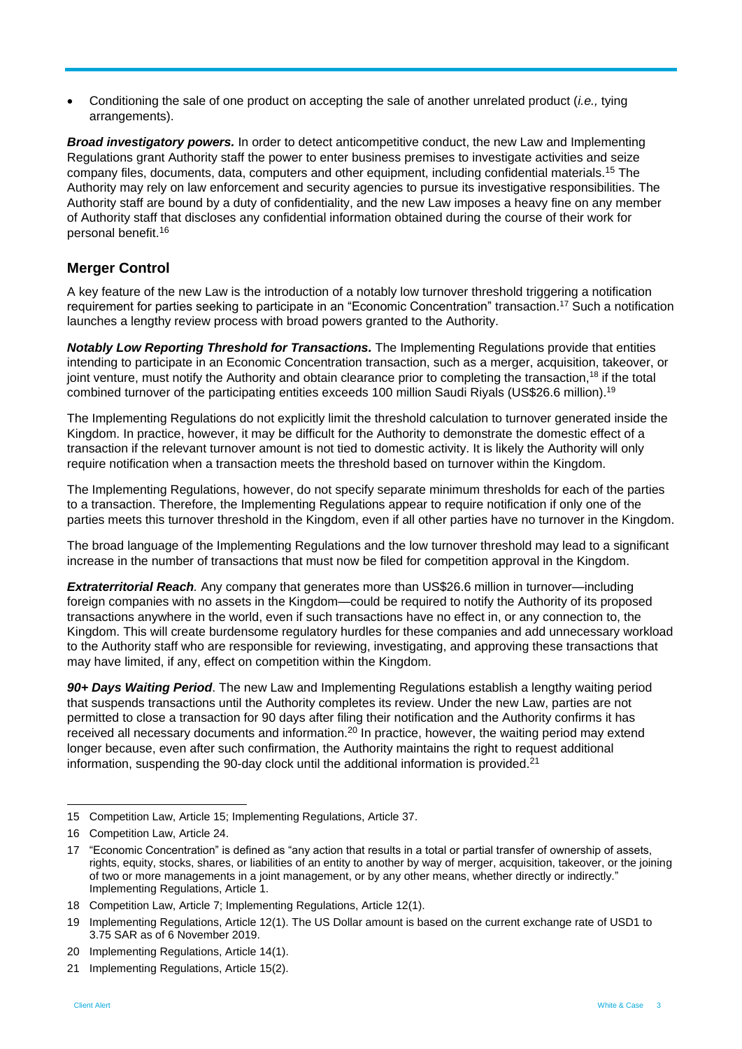- Conditioning the sale of one product on accepting the sale of another unrelated product (*i.e.,* tying arrangements).

***Broad investigatory powers.*** In order to detect anticompetitive conduct, the new Law and Implementing Regulations grant Authority staff the power to enter business premises to investigate activities and seize company files, documents, data, computers and other equipment, including confidential materials.[15] The Authority may rely on law enforcement and security agencies to pursue its investigative responsibilities. The Authority staff are bound by a duty of confidentiality, and the new Law imposes a heavy fine on any member of Authority staff that discloses any confidential information obtained during the course of their work for personal benefit.[16]

## Merger Control

A key feature of the new Law is the introduction of a notably low turnover threshold triggering a notification requirement for parties seeking to participate in an "Economic Concentration" transaction.[17] Such a notification launches a lengthy review process with broad powers granted to the Authority.

***Notably Low Reporting Threshold for Transactions.*** The Implementing Regulations provide that entities intending to participate in an Economic Concentration transaction, such as a merger, acquisition, takeover, or joint venture, must notify the Authority and obtain clearance prior to completing the transaction,[18] if the total combined turnover of the participating entities exceeds 100 million Saudi Riyals (US$26.6 million).[19]

The Implementing Regulations do not explicitly limit the threshold calculation to turnover generated inside the Kingdom. In practice, however, it may be difficult for the Authority to demonstrate the domestic effect of a transaction if the relevant turnover amount is not tied to domestic activity. It is likely the Authority will only require notification when a transaction meets the threshold based on turnover within the Kingdom.

The Implementing Regulations, however, do not specify separate minimum thresholds for each of the parties to a transaction. Therefore, the Implementing Regulations appear to require notification if only one of the parties meets this turnover threshold in the Kingdom, even if all other parties have no turnover in the Kingdom.

The broad language of the Implementing Regulations and the low turnover threshold may lead to a significant increase in the number of transactions that must now be filed for competition approval in the Kingdom.

***Extraterritorial Reach.*** Any company that generates more than US$26.6 million in turnover—including foreign companies with no assets in the Kingdom—could be required to notify the Authority of its proposed transactions anywhere in the world, even if such transactions have no effect in, or any connection to, the Kingdom. This will create burdensome regulatory hurdles for these companies and add unnecessary workload to the Authority staff who are responsible for reviewing, investigating, and approving these transactions that may have limited, if any, effect on competition within the Kingdom.

***90+ Days Waiting Period.*** The new Law and Implementing Regulations establish a lengthy waiting period that suspends transactions until the Authority completes its review. Under the new Law, parties are not permitted to close a transaction for 90 days after filing their notification and the Authority confirms it has received all necessary documents and information.[20] In practice, however, the waiting period may extend longer because, even after such confirmation, the Authority maintains the right to request additional information, suspending the 90-day clock until the additional information is provided.[21]

---

15 Competition Law, Article 15; Implementing Regulations, Article 37.

16 Competition Law, Article 24.

17 "Economic Concentration" is defined as "any action that results in a total or partial transfer of ownership of assets, rights, equity, stocks, shares, or liabilities of an entity to another by way of merger, acquisition, takeover, or the joining of two or more managements in a joint management, or by any other means, whether directly or indirectly." Implementing Regulations, Article 1.

18 Competition Law, Article 7; Implementing Regulations, Article 12(1).

19 Implementing Regulations, Article 12(1). The US Dollar amount is based on the current exchange rate of USD1 to 3.75 SAR as of 6 November 2019.

20 Implementing Regulations, Article 14(1).

21 Implementing Regulations, Article 15(2).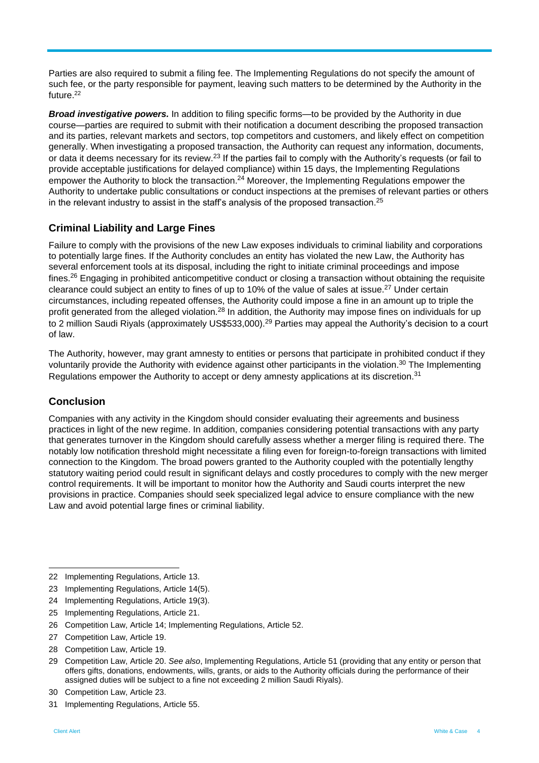Parties are also required to submit a filing fee. The Implementing Regulations do not specify the amount of such fee, or the party responsible for payment, leaving such matters to be determined by the Authority in the future.[22]

***Broad investigative powers.*** In addition to filing specific forms—to be provided by the Authority in due course—parties are required to submit with their notification a document describing the proposed transaction and its parties, relevant markets and sectors, top competitors and customers, and likely effect on competition generally. When investigating a proposed transaction, the Authority can request any information, documents, or data it deems necessary for its review.[23] If the parties fail to comply with the Authority's requests (or fail to provide acceptable justifications for delayed compliance) within 15 days, the Implementing Regulations empower the Authority to block the transaction.[24] Moreover, the Implementing Regulations empower the Authority to undertake public consultations or conduct inspections at the premises of relevant parties or others in the relevant industry to assist in the staff's analysis of the proposed transaction.[25]

## Criminal Liability and Large Fines

Failure to comply with the provisions of the new Law exposes individuals to criminal liability and corporations to potentially large fines. If the Authority concludes an entity has violated the new Law, the Authority has several enforcement tools at its disposal, including the right to initiate criminal proceedings and impose fines.[26] Engaging in prohibited anticompetitive conduct or closing a transaction without obtaining the requisite clearance could subject an entity to fines of up to 10% of the value of sales at issue.[27] Under certain circumstances, including repeated offenses, the Authority could impose a fine in an amount up to triple the profit generated from the alleged violation.[28] In addition, the Authority may impose fines on individuals for up to 2 million Saudi Riyals (approximately US$533,000).[29] Parties may appeal the Authority's decision to a court of law.

The Authority, however, may grant amnesty to entities or persons that participate in prohibited conduct if they voluntarily provide the Authority with evidence against other participants in the violation.[30] The Implementing Regulations empower the Authority to accept or deny amnesty applications at its discretion.[31]

## Conclusion

Companies with any activity in the Kingdom should consider evaluating their agreements and business practices in light of the new regime. In addition, companies considering potential transactions with any party that generates turnover in the Kingdom should carefully assess whether a merger filing is required there. The notably low notification threshold might necessitate a filing even for foreign-to-foreign transactions with limited connection to the Kingdom. The broad powers granted to the Authority coupled with the potentially lengthy statutory waiting period could result in significant delays and costly procedures to comply with the new merger control requirements. It will be important to monitor how the Authority and Saudi courts interpret the new provisions in practice. Companies should seek specialized legal advice to ensure compliance with the new Law and avoid potential large fines or criminal liability.

---

22 Implementing Regulations, Article 13.

23 Implementing Regulations, Article 14(5).

24 Implementing Regulations, Article 19(3).

25 Implementing Regulations, Article 21.

26 Competition Law, Article 14; Implementing Regulations, Article 52.

27 Competition Law, Article 19.

28 Competition Law, Article 19.

29 Competition Law, Article 20. *See also*, Implementing Regulations, Article 51 (providing that any entity or person that offers gifts, donations, endowments, wills, grants, or aids to the Authority officials during the performance of their assigned duties will be subject to a fine not exceeding 2 million Saudi Riyals).

30 Competition Law, Article 23.

31 Implementing Regulations, Article 55.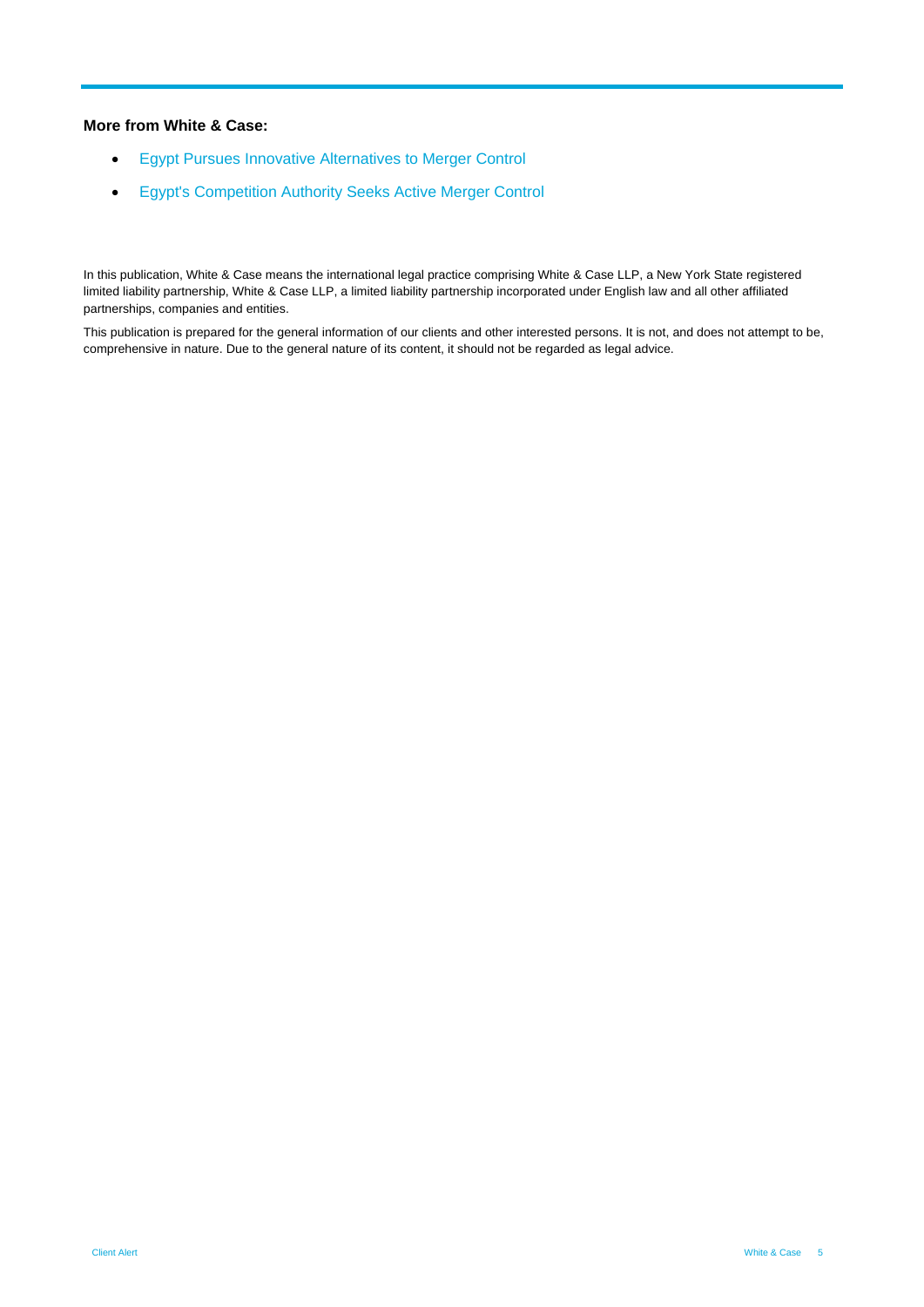**More from White & Case:**

- Egypt Pursues Innovative Alternatives to Merger Control
- Egypt's Competition Authority Seeks Active Merger Control

In this publication, White & Case means the international legal practice comprising White & Case LLP, a New York State registered limited liability partnership, White & Case LLP, a limited liability partnership incorporated under English law and all other affiliated partnerships, companies and entities.

This publication is prepared for the general information of our clients and other interested persons. It is not, and does not attempt to be, comprehensive in nature. Due to the general nature of its content, it should not be regarded as legal advice.